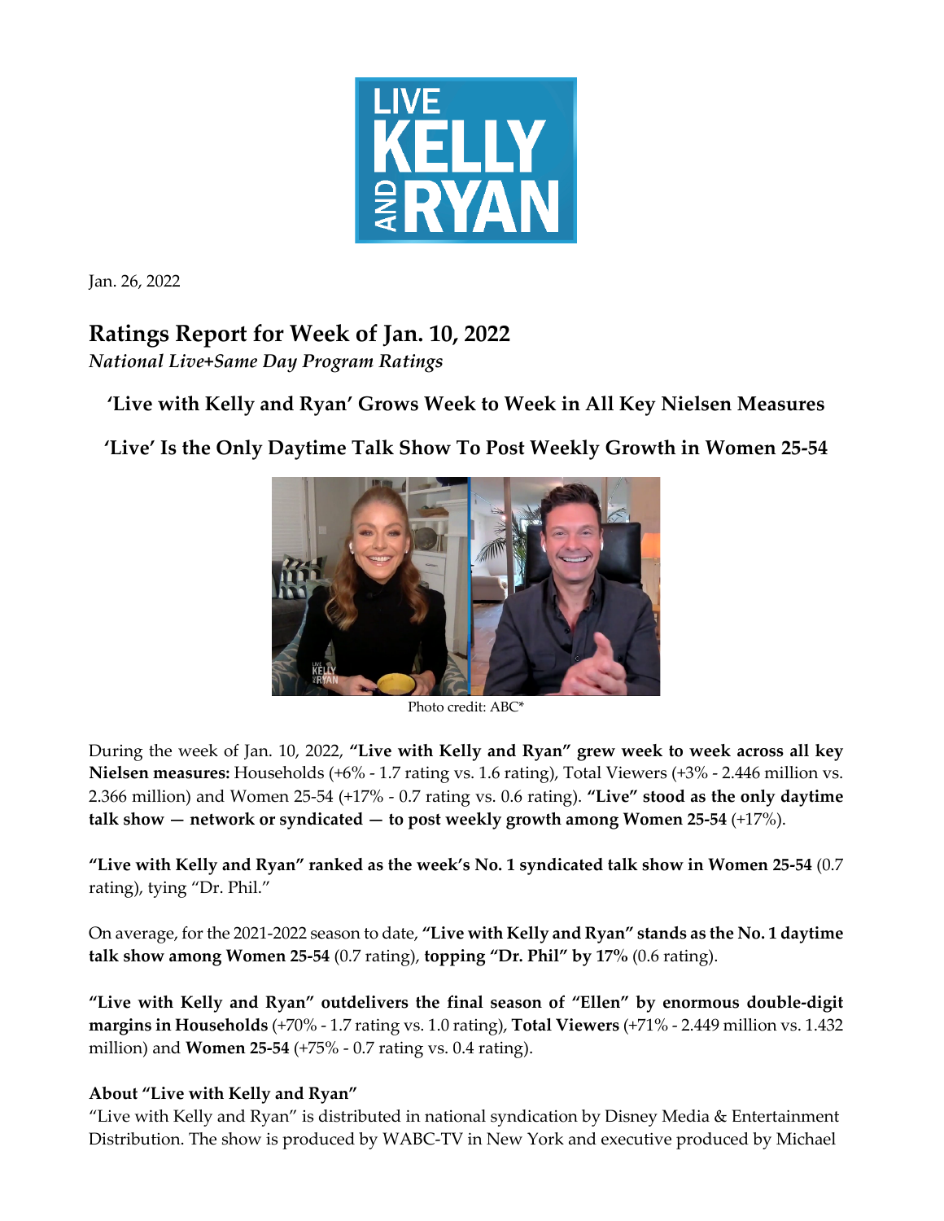Jan. 26, 2022

# Ratings Report for Week of Jan. 10, 2022

*National Live+Same Day Program Ratings*

### 'Live with Kelly and Ryan' Grows Week to Week in All Key Nielsen Measures

### 'Live' Is the Only Daytime Talk Show To Post Weekly Growth in Women 25-54

Photo credit: ABC*

During the week of Jan. 10, 2022, **"Live with Kelly and Ryan" grew week to week across all key Nielsen measures:** Households (+6% - 1.7 rating vs. 1.6 rating), Total Viewers (+3% - 2.446 million vs. 2.366 million) and Women 25-54 (+17% - 0.7 rating vs. 0.6 rating). **"Live" stood as the only daytime talk show — network or syndicated — to post weekly growth among Women 25-54** (+17%).

**"Live with Kelly and Ryan" ranked as the week's No. 1 syndicated talk show in Women 25-54** (0.7 rating), tying "Dr. Phil."

On average, for the 2021-2022 season to date, **"Live with Kelly and Ryan" stands as the No. 1 daytime talk show among Women 25-54** (0.7 rating), **topping "Dr. Phil" by 17%** (0.6 rating).

**"Live with Kelly and Ryan" outdelivers the final season of "Ellen" by enormous double-digit margins in Households** (+70% - 1.7 rating vs. 1.0 rating), **Total Viewers** (+71% - 2.449 million vs. 1.432 million) and **Women 25-54** (+75% - 0.7 rating vs. 0.4 rating).

**About "Live with Kelly and Ryan"**

"Live with Kelly and Ryan" is distributed in national syndication by Disney Media & Entertainment Distribution. The show is produced by WABC-TV in New York and executive produced by Michael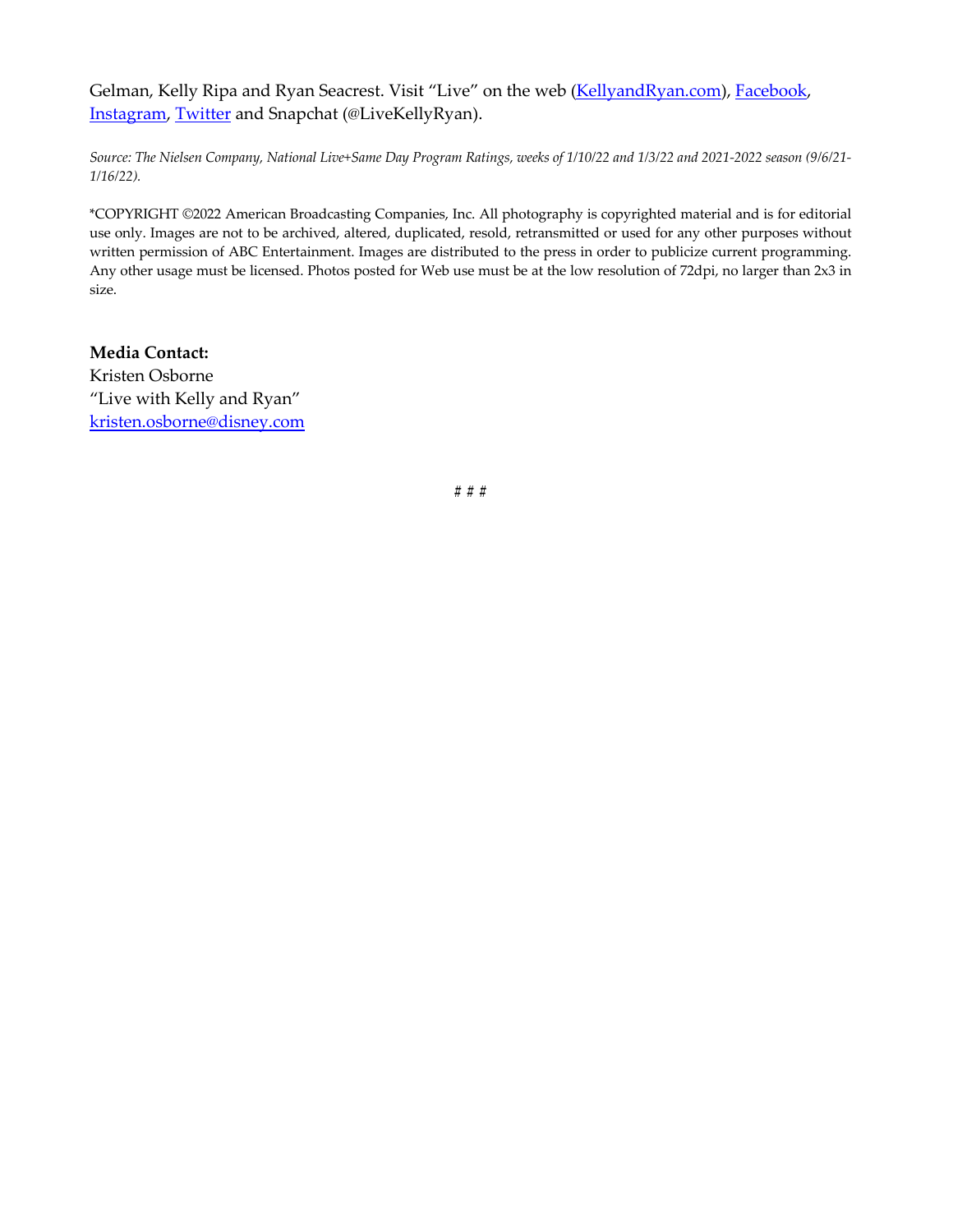Gelman, Kelly Ripa and Ryan Seacrest. Visit "Live" on the web (KellyandRyan.com), Facebook, Instagram, Twitter and Snapchat (@LiveKellyRyan).

*Source: The Nielsen Company, National Live+Same Day Program Ratings, weeks of 1/10/22 and 1/3/22 and 2021-2022 season (9/6/21-1/16/22).*

*COPYRIGHT ©2022 American Broadcasting Companies, Inc. All photography is copyrighted material and is for editorial use only. Images are not to be archived, altered, duplicated, resold, retransmitted or used for any other purposes without written permission of ABC Entertainment. Images are distributed to the press in order to publicize current programming. Any other usage must be licensed. Photos posted for Web use must be at the low resolution of 72dpi, no larger than 2x3 in size.

**Media Contact:**
Kristen Osborne
"Live with Kelly and Ryan"
kristen.osborne@disney.com

# # #